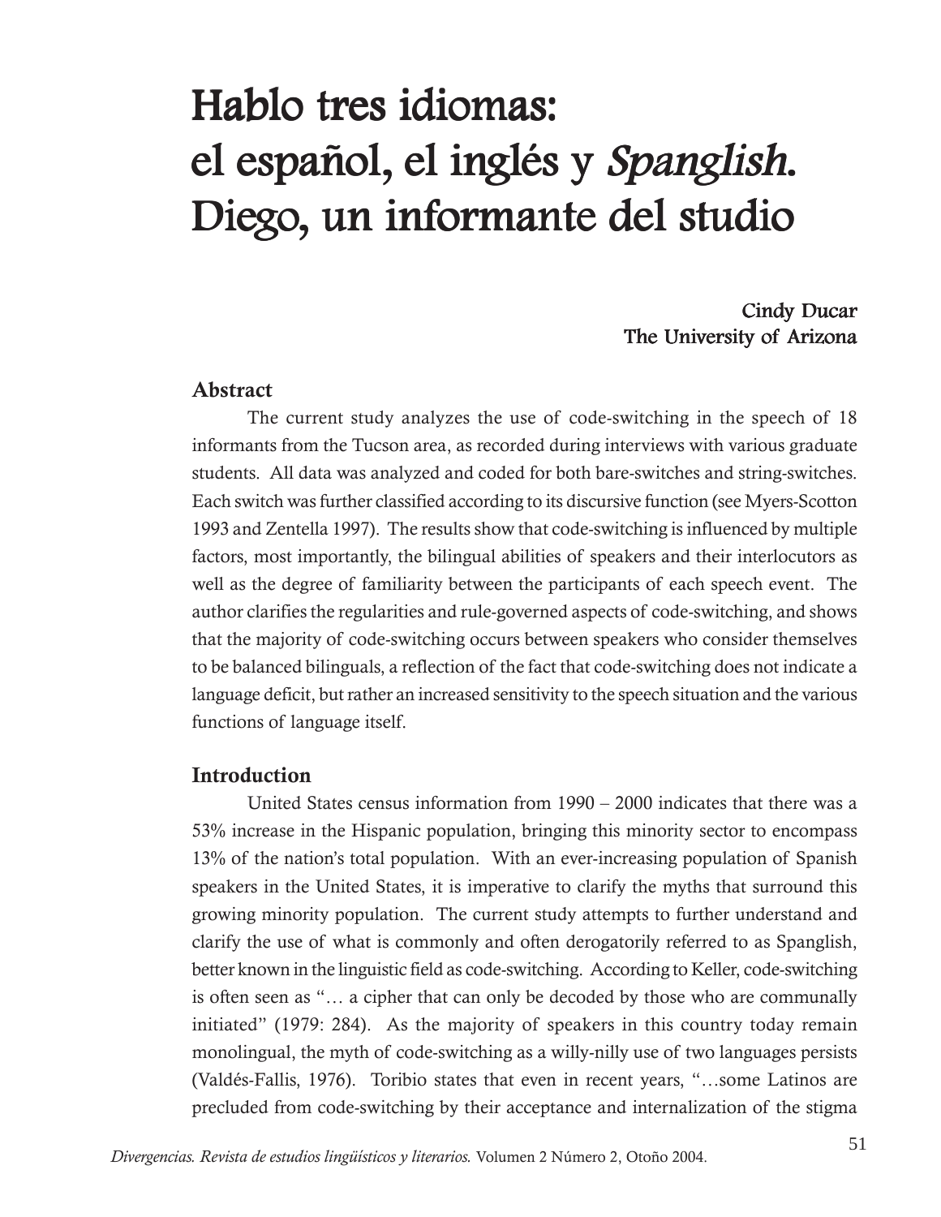# Hablo tres idiomas: el español, el inglés y *Spanglish*. Diego, un informante del studio

**Cindy Ducar**
**The University of Arizona**

## Abstract

The current study analyzes the use of code-switching in the speech of 18 informants from the Tucson area, as recorded during interviews with various graduate students. All data was analyzed and coded for both bare-switches and string-switches. Each switch was further classified according to its discursive function (see Myers-Scotton 1993 and Zentella 1997). The results show that code-switching is influenced by multiple factors, most importantly, the bilingual abilities of speakers and their interlocutors as well as the degree of familiarity between the participants of each speech event. The author clarifies the regularities and rule-governed aspects of code-switching, and shows that the majority of code-switching occurs between speakers who consider themselves to be balanced bilinguals, a reflection of the fact that code-switching does not indicate a language deficit, but rather an increased sensitivity to the speech situation and the various functions of language itself.

## Introduction

United States census information from 1990 – 2000 indicates that there was a 53% increase in the Hispanic population, bringing this minority sector to encompass 13% of the nation's total population. With an ever-increasing population of Spanish speakers in the United States, it is imperative to clarify the myths that surround this growing minority population. The current study attempts to further understand and clarify the use of what is commonly and often derogatorily referred to as Spanglish, better known in the linguistic field as code-switching. According to Keller, code-switching is often seen as "… a cipher that can only be decoded by those who are communally initiated" (1979: 284). As the majority of speakers in this country today remain monolingual, the myth of code-switching as a willy-nilly use of two languages persists (Valdés-Fallis, 1976). Toribio states that even in recent years, "…some Latinos are precluded from code-switching by their acceptance and internalization of the stigma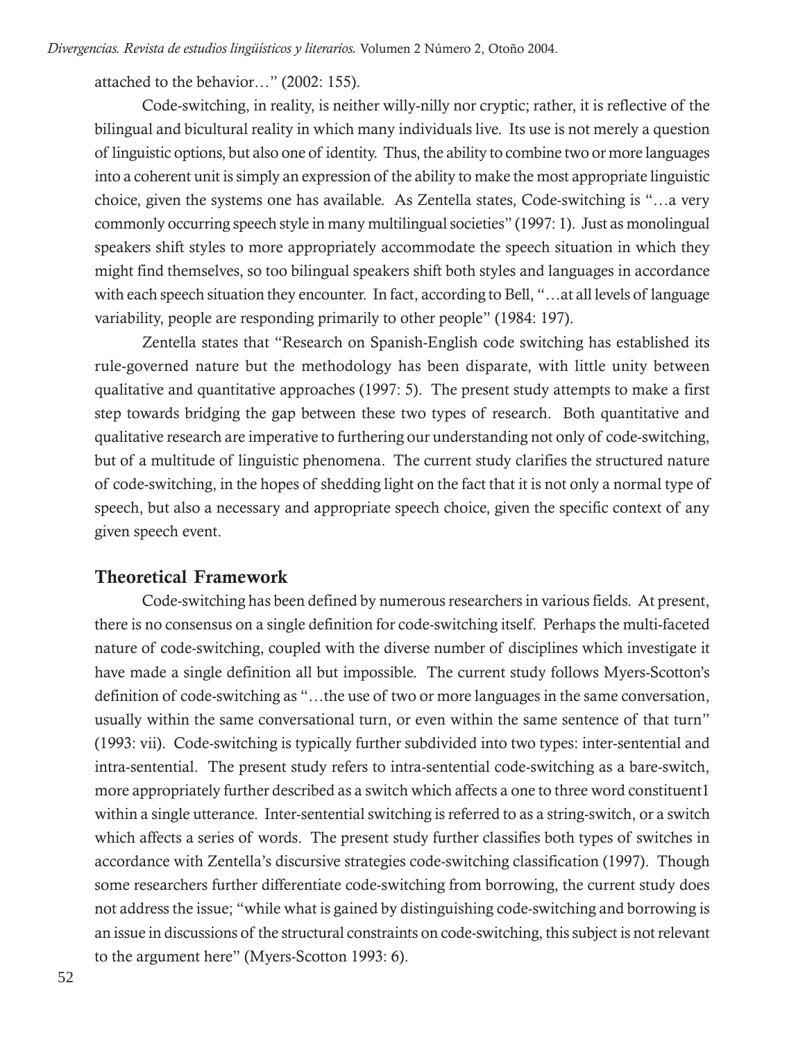attached to the behavior…" (2002: 155).

Code-switching, in reality, is neither willy-nilly nor cryptic; rather, it is reflective of the bilingual and bicultural reality in which many individuals live. Its use is not merely a question of linguistic options, but also one of identity. Thus, the ability to combine two or more languages into a coherent unit is simply an expression of the ability to make the most appropriate linguistic choice, given the systems one has available. As Zentella states, Code-switching is "…a very commonly occurring speech style in many multilingual societies" (1997: 1). Just as monolingual speakers shift styles to more appropriately accommodate the speech situation in which they might find themselves, so too bilingual speakers shift both styles and languages in accordance with each speech situation they encounter. In fact, according to Bell, "…at all levels of language variability, people are responding primarily to other people" (1984: 197).

Zentella states that "Research on Spanish-English code switching has established its rule-governed nature but the methodology has been disparate, with little unity between qualitative and quantitative approaches (1997: 5). The present study attempts to make a first step towards bridging the gap between these two types of research. Both quantitative and qualitative research are imperative to furthering our understanding not only of code-switching, but of a multitude of linguistic phenomena. The current study clarifies the structured nature of code-switching, in the hopes of shedding light on the fact that it is not only a normal type of speech, but also a necessary and appropriate speech choice, given the specific context of any given speech event.

## Theoretical Framework

Code-switching has been defined by numerous researchers in various fields. At present, there is no consensus on a single definition for code-switching itself. Perhaps the multi-faceted nature of code-switching, coupled with the diverse number of disciplines which investigate it have made a single definition all but impossible. The current study follows Myers-Scotton's definition of code-switching as "…the use of two or more languages in the same conversation, usually within the same conversational turn, or even within the same sentence of that turn" (1993: vii). Code-switching is typically further subdivided into two types: inter-sentential and intra-sentential. The present study refers to intra-sentential code-switching as a bare-switch, more appropriately further described as a switch which affects a one to three word constituent[1] within a single utterance. Inter-sentential switching is referred to as a string-switch, or a switch which affects a series of words. The present study further classifies both types of switches in accordance with Zentella's discursive strategies code-switching classification (1997). Though some researchers further differentiate code-switching from borrowing, the current study does not address the issue; "while what is gained by distinguishing code-switching and borrowing is an issue in discussions of the structural constraints on code-switching, this subject is not relevant to the argument here" (Myers-Scotton 1993: 6).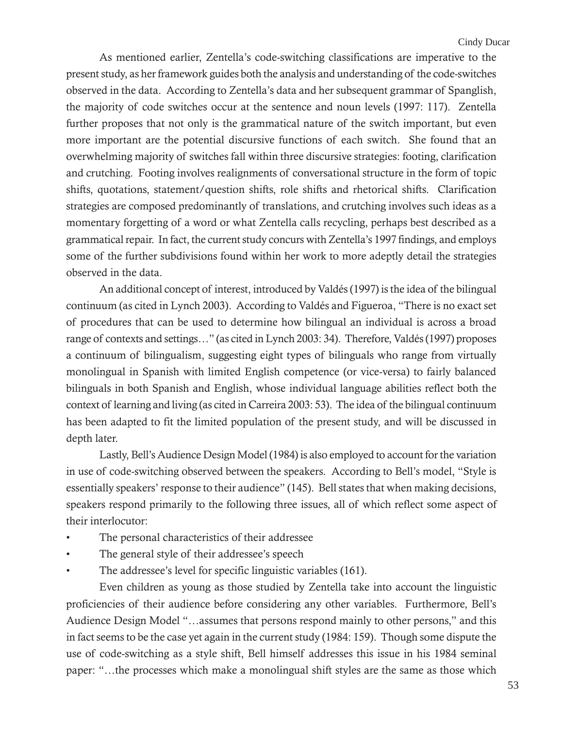As mentioned earlier, Zentella's code-switching classifications are imperative to the present study, as her framework guides both the analysis and understanding of the code-switches observed in the data. According to Zentella's data and her subsequent grammar of Spanglish, the majority of code switches occur at the sentence and noun levels (1997: 117). Zentella further proposes that not only is the grammatical nature of the switch important, but even more important are the potential discursive functions of each switch. She found that an overwhelming majority of switches fall within three discursive strategies: footing, clarification and crutching. Footing involves realignments of conversational structure in the form of topic shifts, quotations, statement/question shifts, role shifts and rhetorical shifts. Clarification strategies are composed predominantly of translations, and crutching involves such ideas as a momentary forgetting of a word or what Zentella calls recycling, perhaps best described as a grammatical repair. In fact, the current study concurs with Zentella's 1997 findings, and employs some of the further subdivisions found within her work to more adeptly detail the strategies observed in the data.

An additional concept of interest, introduced by Valdés (1997) is the idea of the bilingual continuum (as cited in Lynch 2003). According to Valdés and Figueroa, "There is no exact set of procedures that can be used to determine how bilingual an individual is across a broad range of contexts and settings…" (as cited in Lynch 2003: 34). Therefore, Valdés (1997) proposes a continuum of bilingualism, suggesting eight types of bilinguals who range from virtually monolingual in Spanish with limited English competence (or vice-versa) to fairly balanced bilinguals in both Spanish and English, whose individual language abilities reflect both the context of learning and living (as cited in Carreira 2003: 53). The idea of the bilingual continuum has been adapted to fit the limited population of the present study, and will be discussed in depth later.

Lastly, Bell's Audience Design Model (1984) is also employed to account for the variation in use of code-switching observed between the speakers. According to Bell's model, "Style is essentially speakers' response to their audience" (145). Bell states that when making decisions, speakers respond primarily to the following three issues, all of which reflect some aspect of their interlocutor:

- The personal characteristics of their addressee
- The general style of their addressee's speech
- The addressee's level for specific linguistic variables (161).

Even children as young as those studied by Zentella take into account the linguistic proficiencies of their audience before considering any other variables. Furthermore, Bell's Audience Design Model "…assumes that persons respond mainly to other persons," and this in fact seems to be the case yet again in the current study (1984: 159). Though some dispute the use of code-switching as a style shift, Bell himself addresses this issue in his 1984 seminal paper: "…the processes which make a monolingual shift styles are the same as those which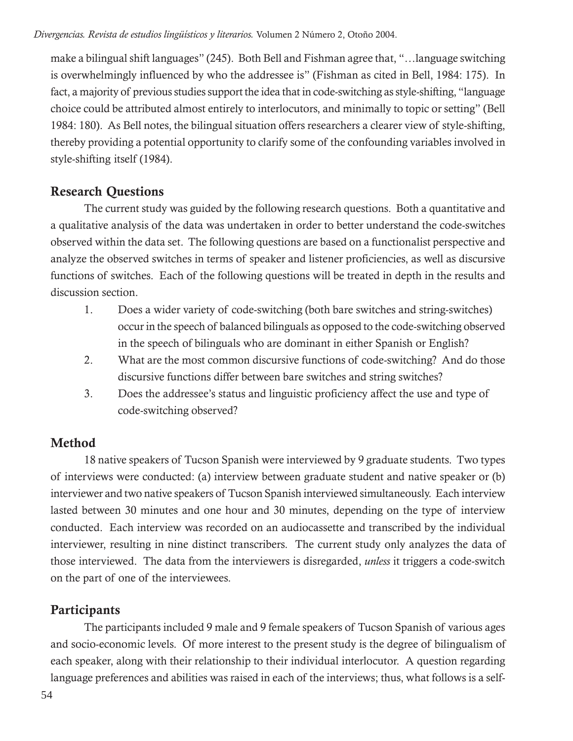make a bilingual shift languages" (245). Both Bell and Fishman agree that, "…language switching is overwhelmingly influenced by who the addressee is" (Fishman as cited in Bell, 1984: 175). In fact, a majority of previous studies support the idea that in code-switching as style-shifting, "language choice could be attributed almost entirely to interlocutors, and minimally to topic or setting" (Bell 1984: 180). As Bell notes, the bilingual situation offers researchers a clearer view of style-shifting, thereby providing a potential opportunity to clarify some of the confounding variables involved in style-shifting itself (1984).

## Research Questions

The current study was guided by the following research questions. Both a quantitative and a qualitative analysis of the data was undertaken in order to better understand the code-switches observed within the data set. The following questions are based on a functionalist perspective and analyze the observed switches in terms of speaker and listener proficiencies, as well as discursive functions of switches. Each of the following questions will be treated in depth in the results and discussion section.

1. Does a wider variety of code-switching (both bare switches and string-switches) occur in the speech of balanced bilinguals as opposed to the code-switching observed in the speech of bilinguals who are dominant in either Spanish or English?
2. What are the most common discursive functions of code-switching? And do those discursive functions differ between bare switches and string switches?
3. Does the addressee's status and linguistic proficiency affect the use and type of code-switching observed?

## Method

18 native speakers of Tucson Spanish were interviewed by 9 graduate students. Two types of interviews were conducted: (a) interview between graduate student and native speaker or (b) interviewer and two native speakers of Tucson Spanish interviewed simultaneously. Each interview lasted between 30 minutes and one hour and 30 minutes, depending on the type of interview conducted. Each interview was recorded on an audiocassette and transcribed by the individual interviewer, resulting in nine distinct transcribers. The current study only analyzes the data of those interviewed. The data from the interviewers is disregarded, *unless* it triggers a code-switch on the part of one of the interviewees.

## Participants

The participants included 9 male and 9 female speakers of Tucson Spanish of various ages and socio-economic levels. Of more interest to the present study is the degree of bilingualism of each speaker, along with their relationship to their individual interlocutor. A question regarding language preferences and abilities was raised in each of the interviews; thus, what follows is a self-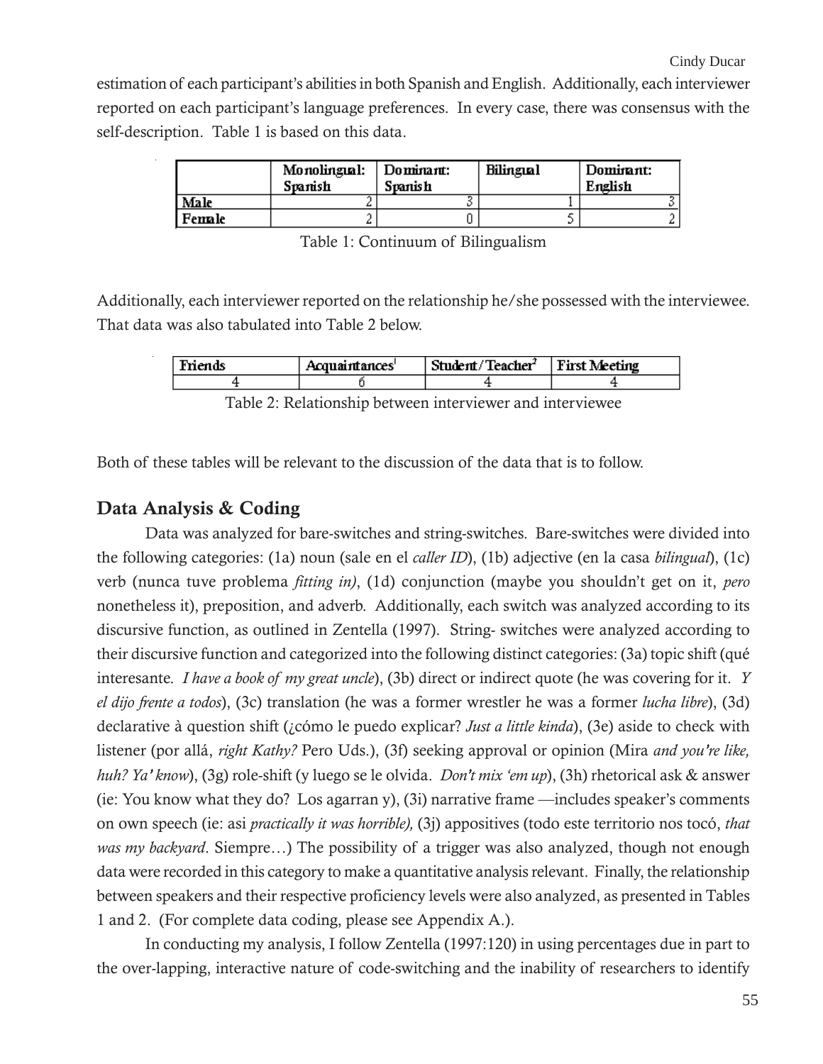estimation of each participant's abilities in both Spanish and English. Additionally, each interviewer reported on each participant's language preferences. In every case, there was consensus with the self-description. Table 1 is based on this data.

| | Monolingual: Spanish | Dominant: Spanish | Bilingual | Dominant: English |
|---|---|---|---|---|
| Male | 2 | 3 | 1 | 3 |
| Female | 2 | 0 | 5 | 2 |

Table 1: Continuum of Bilingualism

Additionally, each interviewer reported on the relationship he/she possessed with the interviewee. That data was also tabulated into Table 2 below.

| Friends | Acquaintances[1] | Student/Teacher[2] | First Meeting |
|---|---|---|---|
| 4 | 6 | 4 | 4 |

Table 2: Relationship between interviewer and interviewee

Both of these tables will be relevant to the discussion of the data that is to follow.

## Data Analysis & Coding

Data was analyzed for bare-switches and string-switches. Bare-switches were divided into the following categories: (1a) noun (sale en el *caller ID*), (1b) adjective (en la casa *bilingual*), (1c) verb (nunca tuve problema *fitting in)*, (1d) conjunction (maybe you shouldn't get on it, *pero* nonetheless it), preposition, and adverb. Additionally, each switch was analyzed according to its discursive function, as outlined in Zentella (1997). String- switches were analyzed according to their discursive function and categorized into the following distinct categories: (3a) topic shift (qué interesante. *I have a book of my great uncle*), (3b) direct or indirect quote (he was covering for it. *Y el dijo frente a todos*), (3c) translation (he was a former wrestler he was a former *lucha libre*), (3d) declarative à question shift (¿cómo le puedo explicar? *Just a little kinda*), (3e) aside to check with listener (por allá, *right Kathy?* Pero Uds.), (3f) seeking approval or opinion (Mira *and you're like, huh? Ya' know*), (3g) role-shift (y luego se le olvida. *Don't mix 'em up*), (3h) rhetorical ask & answer (ie: You know what they do? Los agarran y), (3i) narrative frame —includes speaker's comments on own speech (ie: asi *practically it was horrible),* (3j) appositives (todo este territorio nos tocó, *that was my backyard*. Siempre…) The possibility of a trigger was also analyzed, though not enough data were recorded in this category to make a quantitative analysis relevant. Finally, the relationship between speakers and their respective proficiency levels were also analyzed, as presented in Tables 1 and 2. (For complete data coding, please see Appendix A.).

In conducting my analysis, I follow Zentella (1997:120) in using percentages due in part to the over-lapping, interactive nature of code-switching and the inability of researchers to identify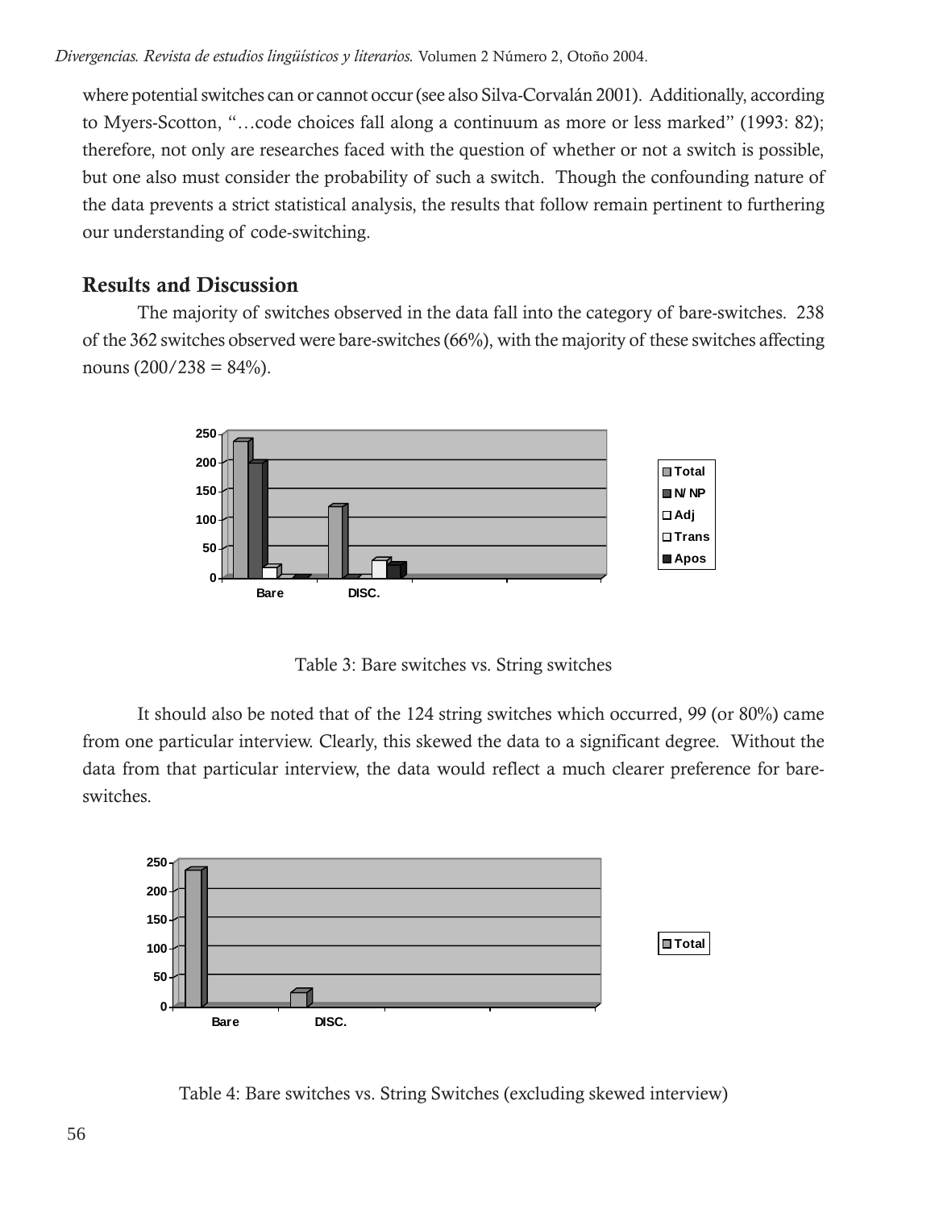where potential switches can or cannot occur (see also Silva-Corvalán 2001). Additionally, according to Myers-Scotton, "…code choices fall along a continuum as more or less marked" (1993: 82); therefore, not only are researches faced with the question of whether or not a switch is possible, but one also must consider the probability of such a switch. Though the confounding nature of the data prevents a strict statistical analysis, the results that follow remain pertinent to furthering our understanding of code-switching.

## Results and Discussion

The majority of switches observed in the data fall into the category of bare-switches. 238 of the 362 switches observed were bare-switches (66%), with the majority of these switches affecting nouns (200/238 = 84%).

Table 3: Bare switches vs. String switches

It should also be noted that of the 124 string switches which occurred, 99 (or 80%) came from one particular interview. Clearly, this skewed the data to a significant degree. Without the data from that particular interview, the data would reflect a much clearer preference for bare-switches.

Table 4: Bare switches vs. String Switches (excluding skewed interview)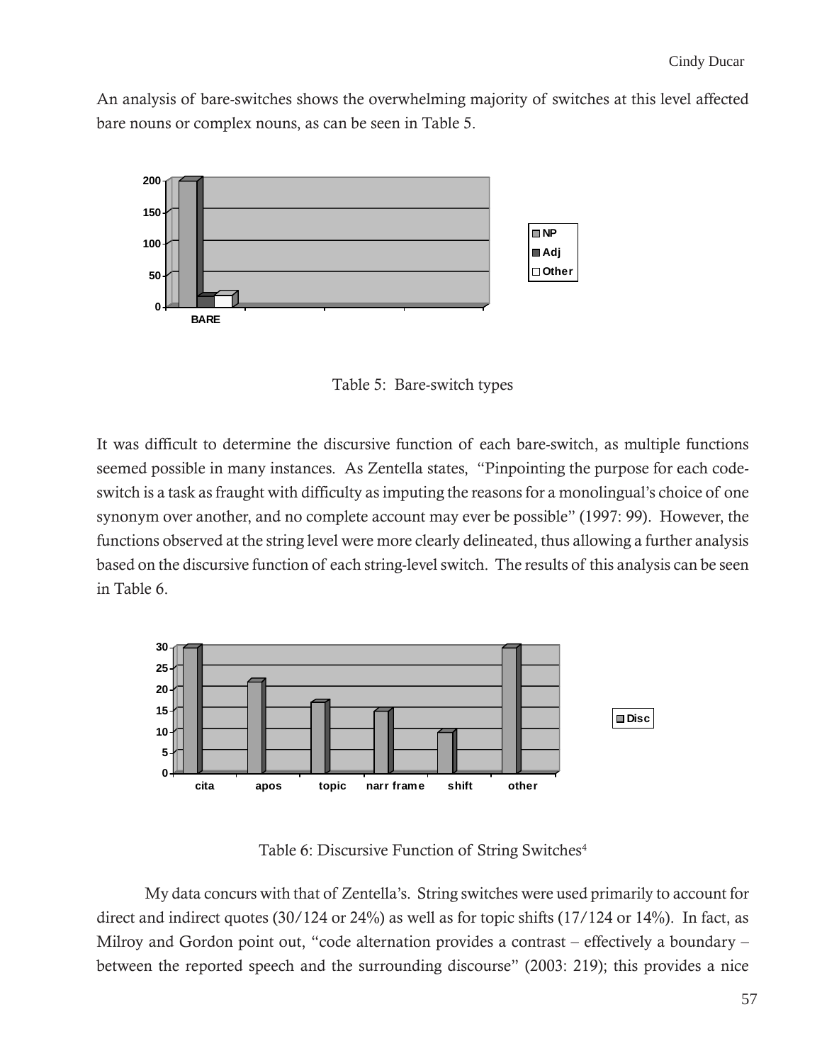An analysis of bare-switches shows the overwhelming majority of switches at this level affected bare nouns or complex nouns, as can be seen in Table 5.

Table 5: Bare-switch types

It was difficult to determine the discursive function of each bare-switch, as multiple functions seemed possible in many instances. As Zentella states, "Pinpointing the purpose for each code-switch is a task as fraught with difficulty as imputing the reasons for a monolingual's choice of one synonym over another, and no complete account may ever be possible" (1997: 99). However, the functions observed at the string level were more clearly delineated, thus allowing a further analysis based on the discursive function of each string-level switch. The results of this analysis can be seen in Table 6.

Table 6: Discursive Function of String Switches[4]

My data concurs with that of Zentella's. String switches were used primarily to account for direct and indirect quotes (30/124 or 24%) as well as for topic shifts (17/124 or 14%). In fact, as Milroy and Gordon point out, "code alternation provides a contrast – effectively a boundary – between the reported speech and the surrounding discourse" (2003: 219); this provides a nice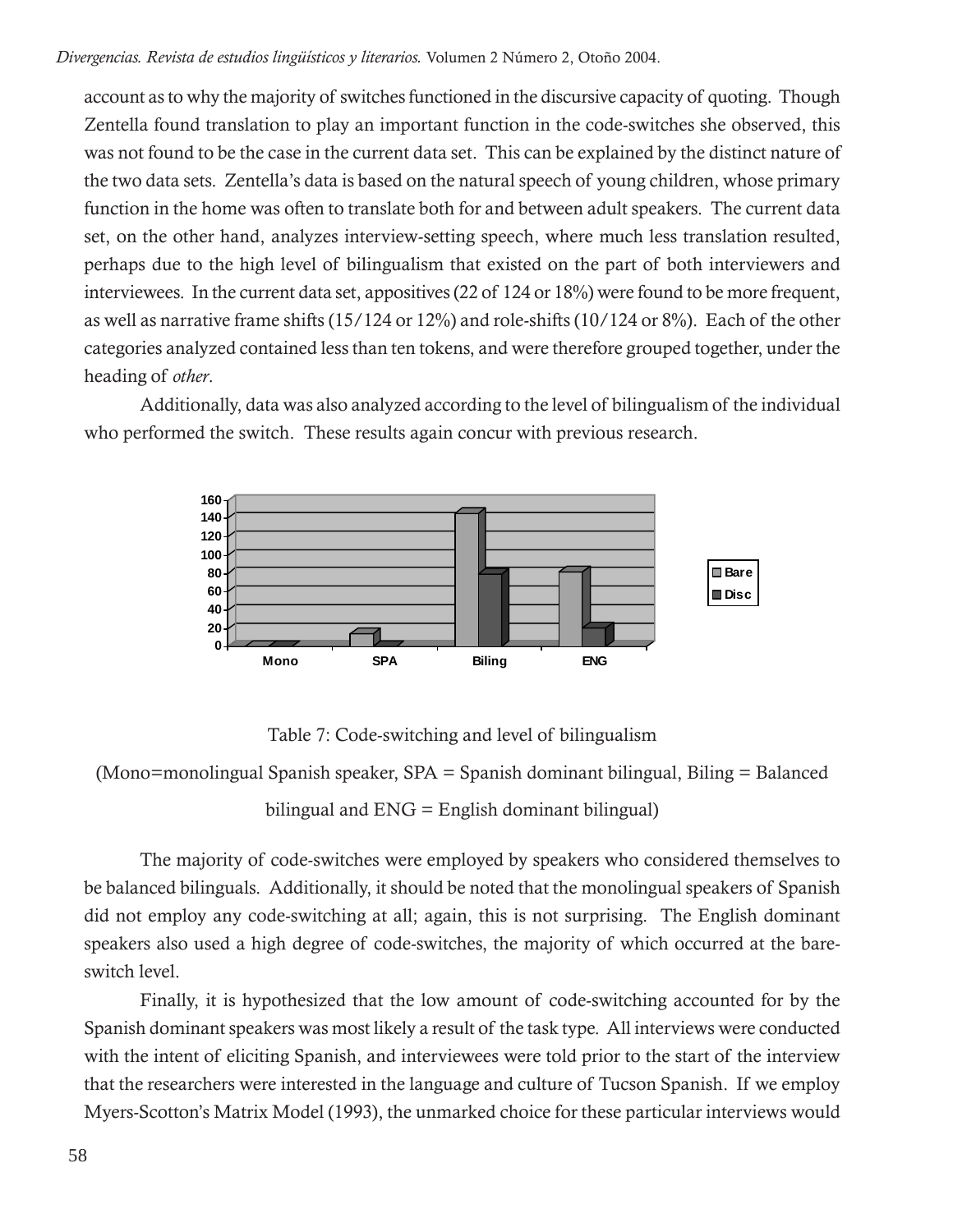account as to why the majority of switches functioned in the discursive capacity of quoting. Though Zentella found translation to play an important function in the code-switches she observed, this was not found to be the case in the current data set. This can be explained by the distinct nature of the two data sets. Zentella's data is based on the natural speech of young children, whose primary function in the home was often to translate both for and between adult speakers. The current data set, on the other hand, analyzes interview-setting speech, where much less translation resulted, perhaps due to the high level of bilingualism that existed on the part of both interviewers and interviewees. In the current data set, appositives (22 of 124 or 18%) were found to be more frequent, as well as narrative frame shifts (15/124 or 12%) and role-shifts (10/124 or 8%). Each of the other categories analyzed contained less than ten tokens, and were therefore grouped together, under the heading of *other*.

Additionally, data was also analyzed according to the level of bilingualism of the individual who performed the switch. These results again concur with previous research.

Table 7: Code-switching and level of bilingualism

(Mono=monolingual Spanish speaker, SPA = Spanish dominant bilingual, Biling = Balanced bilingual and ENG = English dominant bilingual)

The majority of code-switches were employed by speakers who considered themselves to be balanced bilinguals. Additionally, it should be noted that the monolingual speakers of Spanish did not employ any code-switching at all; again, this is not surprising. The English dominant speakers also used a high degree of code-switches, the majority of which occurred at the bare-switch level.

Finally, it is hypothesized that the low amount of code-switching accounted for by the Spanish dominant speakers was most likely a result of the task type. All interviews were conducted with the intent of eliciting Spanish, and interviewees were told prior to the start of the interview that the researchers were interested in the language and culture of Tucson Spanish. If we employ Myers-Scotton's Matrix Model (1993), the unmarked choice for these particular interviews would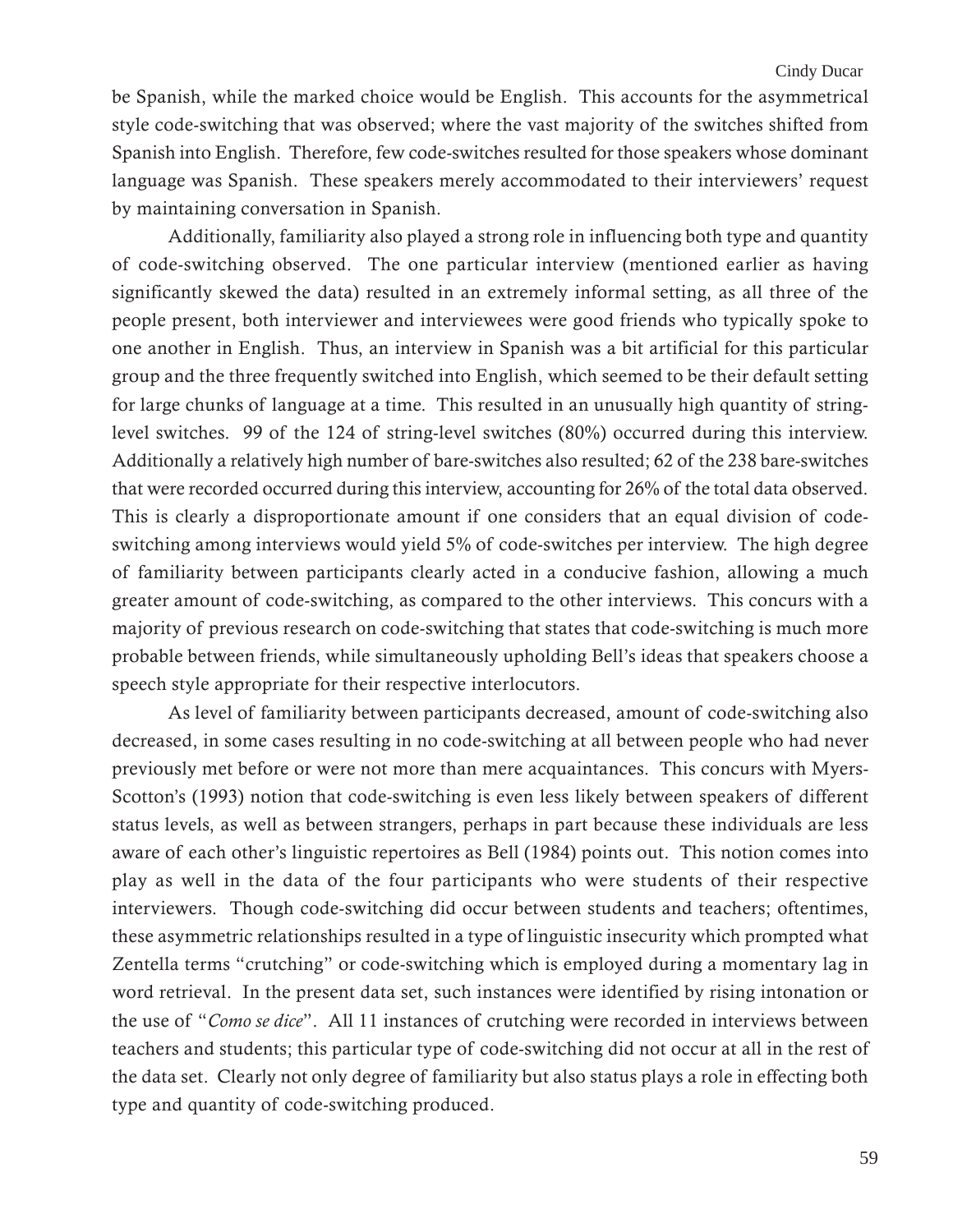be Spanish, while the marked choice would be English. This accounts for the asymmetrical style code-switching that was observed; where the vast majority of the switches shifted from Spanish into English. Therefore, few code-switches resulted for those speakers whose dominant language was Spanish. These speakers merely accommodated to their interviewers' request by maintaining conversation in Spanish.

Additionally, familiarity also played a strong role in influencing both type and quantity of code-switching observed. The one particular interview (mentioned earlier as having significantly skewed the data) resulted in an extremely informal setting, as all three of the people present, both interviewer and interviewees were good friends who typically spoke to one another in English. Thus, an interview in Spanish was a bit artificial for this particular group and the three frequently switched into English, which seemed to be their default setting for large chunks of language at a time. This resulted in an unusually high quantity of string-level switches. 99 of the 124 of string-level switches (80%) occurred during this interview. Additionally a relatively high number of bare-switches also resulted; 62 of the 238 bare-switches that were recorded occurred during this interview, accounting for 26% of the total data observed. This is clearly a disproportionate amount if one considers that an equal division of code-switching among interviews would yield 5% of code-switches per interview. The high degree of familiarity between participants clearly acted in a conducive fashion, allowing a much greater amount of code-switching, as compared to the other interviews. This concurs with a majority of previous research on code-switching that states that code-switching is much more probable between friends, while simultaneously upholding Bell's ideas that speakers choose a speech style appropriate for their respective interlocutors.

As level of familiarity between participants decreased, amount of code-switching also decreased, in some cases resulting in no code-switching at all between people who had never previously met before or were not more than mere acquaintances. This concurs with Myers-Scotton's (1993) notion that code-switching is even less likely between speakers of different status levels, as well as between strangers, perhaps in part because these individuals are less aware of each other's linguistic repertoires as Bell (1984) points out. This notion comes into play as well in the data of the four participants who were students of their respective interviewers. Though code-switching did occur between students and teachers; oftentimes, these asymmetric relationships resulted in a type of linguistic insecurity which prompted what Zentella terms "crutching" or code-switching which is employed during a momentary lag in word retrieval. In the present data set, such instances were identified by rising intonation or the use of "*Como se dice*". All 11 instances of crutching were recorded in interviews between teachers and students; this particular type of code-switching did not occur at all in the rest of the data set. Clearly not only degree of familiarity but also status plays a role in effecting both type and quantity of code-switching produced.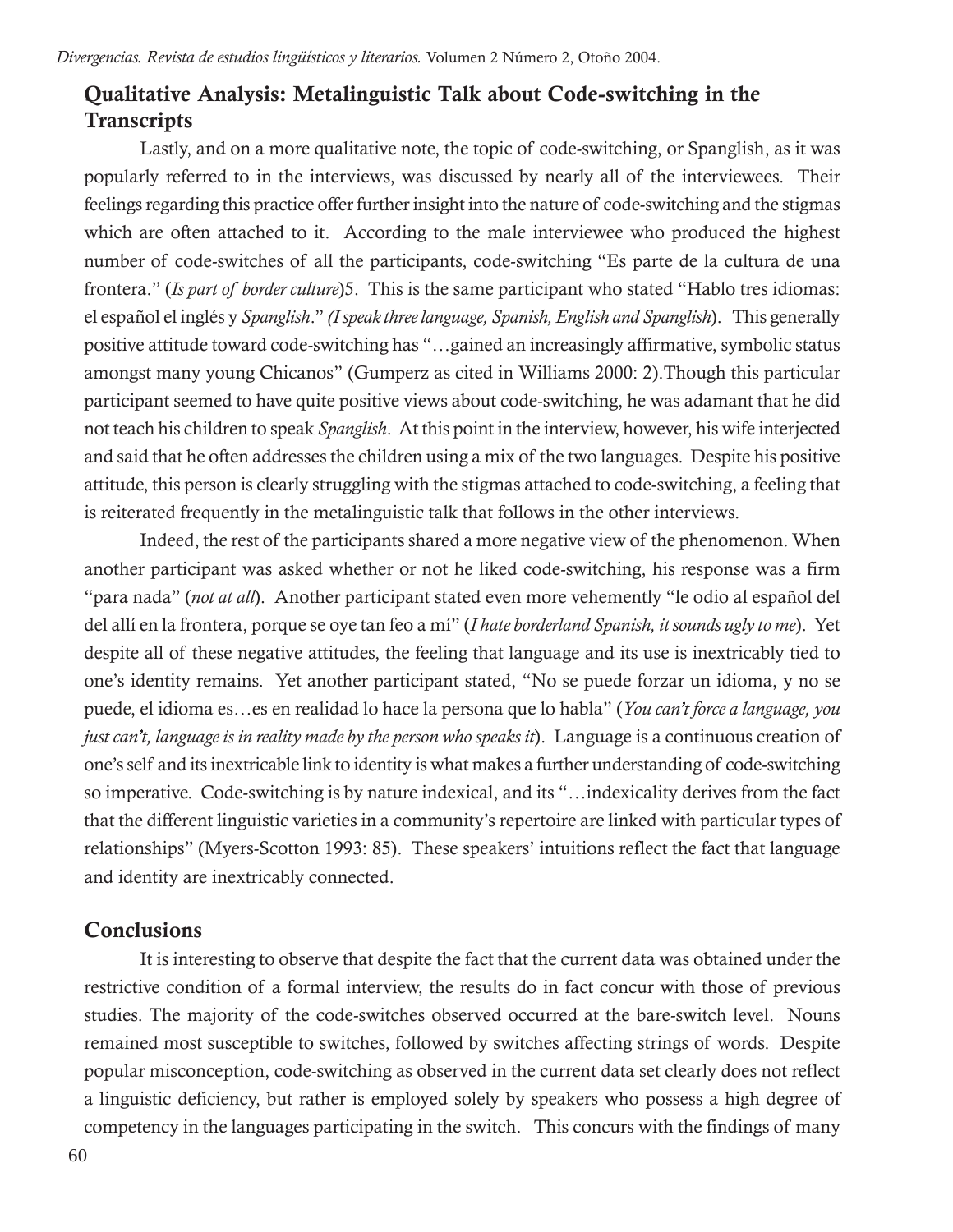## Qualitative Analysis: Metalinguistic Talk about Code-switching in the Transcripts

Lastly, and on a more qualitative note, the topic of code-switching, or Spanglish, as it was popularly referred to in the interviews, was discussed by nearly all of the interviewees. Their feelings regarding this practice offer further insight into the nature of code-switching and the stigmas which are often attached to it. According to the male interviewee who produced the highest number of code-switches of all the participants, code-switching "Es parte de la cultura de una frontera." (*Is part of border culture*)5. This is the same participant who stated "Hablo tres idiomas: el español el inglés y *Spanglish*." *(I speak three language, Spanish, English and Spanglish*). This generally positive attitude toward code-switching has "…gained an increasingly affirmative, symbolic status amongst many young Chicanos" (Gumperz as cited in Williams 2000: 2).Though this particular participant seemed to have quite positive views about code-switching, he was adamant that he did not teach his children to speak *Spanglish*. At this point in the interview, however, his wife interjected and said that he often addresses the children using a mix of the two languages. Despite his positive attitude, this person is clearly struggling with the stigmas attached to code-switching, a feeling that is reiterated frequently in the metalinguistic talk that follows in the other interviews.

Indeed, the rest of the participants shared a more negative view of the phenomenon. When another participant was asked whether or not he liked code-switching, his response was a firm "para nada" (*not at all*). Another participant stated even more vehemently "le odio al español del del allí en la frontera, porque se oye tan feo a mí" (*I hate borderland Spanish, it sounds ugly to me*). Yet despite all of these negative attitudes, the feeling that language and its use is inextricably tied to one's identity remains. Yet another participant stated, "No se puede forzar un idioma, y no se puede, el idioma es…es en realidad lo hace la persona que lo habla" (*You can't force a language, you just can't, language is in reality made by the person who speaks it*). Language is a continuous creation of one's self and its inextricable link to identity is what makes a further understanding of code-switching so imperative. Code-switching is by nature indexical, and its "…indexicality derives from the fact that the different linguistic varieties in a community's repertoire are linked with particular types of relationships" (Myers-Scotton 1993: 85). These speakers' intuitions reflect the fact that language and identity are inextricably connected.

## Conclusions

It is interesting to observe that despite the fact that the current data was obtained under the restrictive condition of a formal interview, the results do in fact concur with those of previous studies. The majority of the code-switches observed occurred at the bare-switch level. Nouns remained most susceptible to switches, followed by switches affecting strings of words. Despite popular misconception, code-switching as observed in the current data set clearly does not reflect a linguistic deficiency, but rather is employed solely by speakers who possess a high degree of competency in the languages participating in the switch. This concurs with the findings of many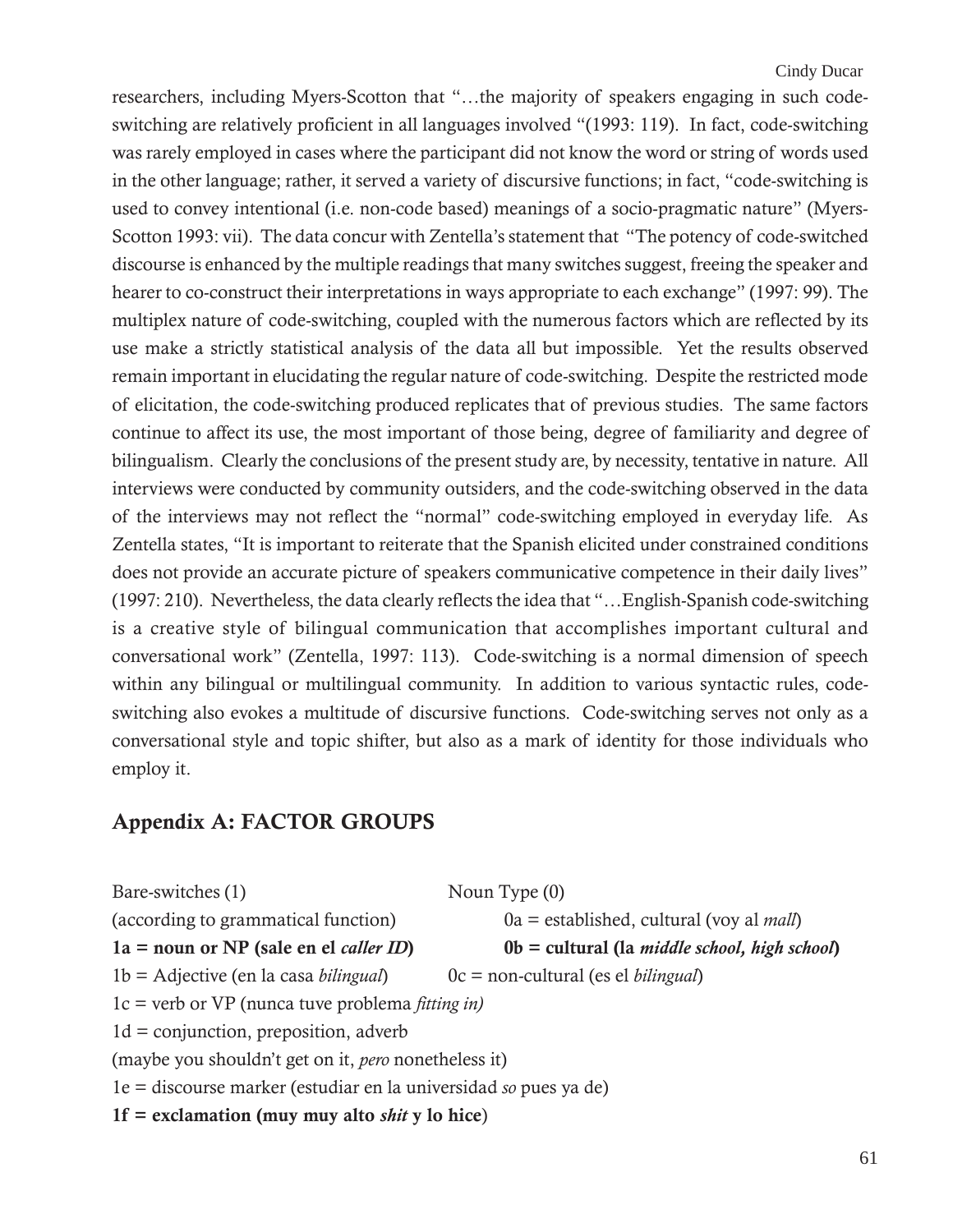researchers, including Myers-Scotton that "…the majority of speakers engaging in such code-switching are relatively proficient in all languages involved "(1993: 119). In fact, code-switching was rarely employed in cases where the participant did not know the word or string of words used in the other language; rather, it served a variety of discursive functions; in fact, "code-switching is used to convey intentional (i.e. non-code based) meanings of a socio-pragmatic nature" (Myers-Scotton 1993: vii). The data concur with Zentella's statement that "The potency of code-switched discourse is enhanced by the multiple readings that many switches suggest, freeing the speaker and hearer to co-construct their interpretations in ways appropriate to each exchange" (1997: 99). The multiplex nature of code-switching, coupled with the numerous factors which are reflected by its use make a strictly statistical analysis of the data all but impossible. Yet the results observed remain important in elucidating the regular nature of code-switching. Despite the restricted mode of elicitation, the code-switching produced replicates that of previous studies. The same factors continue to affect its use, the most important of those being, degree of familiarity and degree of bilingualism. Clearly the conclusions of the present study are, by necessity, tentative in nature. All interviews were conducted by community outsiders, and the code-switching observed in the data of the interviews may not reflect the "normal" code-switching employed in everyday life. As Zentella states, "It is important to reiterate that the Spanish elicited under constrained conditions does not provide an accurate picture of speakers communicative competence in their daily lives" (1997: 210). Nevertheless, the data clearly reflects the idea that "…English-Spanish code-switching is a creative style of bilingual communication that accomplishes important cultural and conversational work" (Zentella, 1997: 113). Code-switching is a normal dimension of speech within any bilingual or multilingual community. In addition to various syntactic rules, code-switching also evokes a multitude of discursive functions. Code-switching serves not only as a conversational style and topic shifter, but also as a mark of identity for those individuals who employ it.

## Appendix A: FACTOR GROUPS

Bare-switches (1)
(according to grammatical function)
**1a = noun or NP (sale en el *caller ID*)**
1b = Adjective (en la casa *bilingual*)
1c = verb or VP (nunca tuve problema *fitting in)*
1d = conjunction, preposition, adverb
(maybe you shouldn't get on it, *pero* nonetheless it)
1e = discourse marker (estudiar en la universidad *so* pues ya de)
**1f = exclamation (muy muy alto *shit* y lo hice)**

Noun Type (0)
0a = established, cultural (voy al *mall*)
**0b = cultural (la *middle school, high school*)**
0c = non-cultural (es el *bilingual*)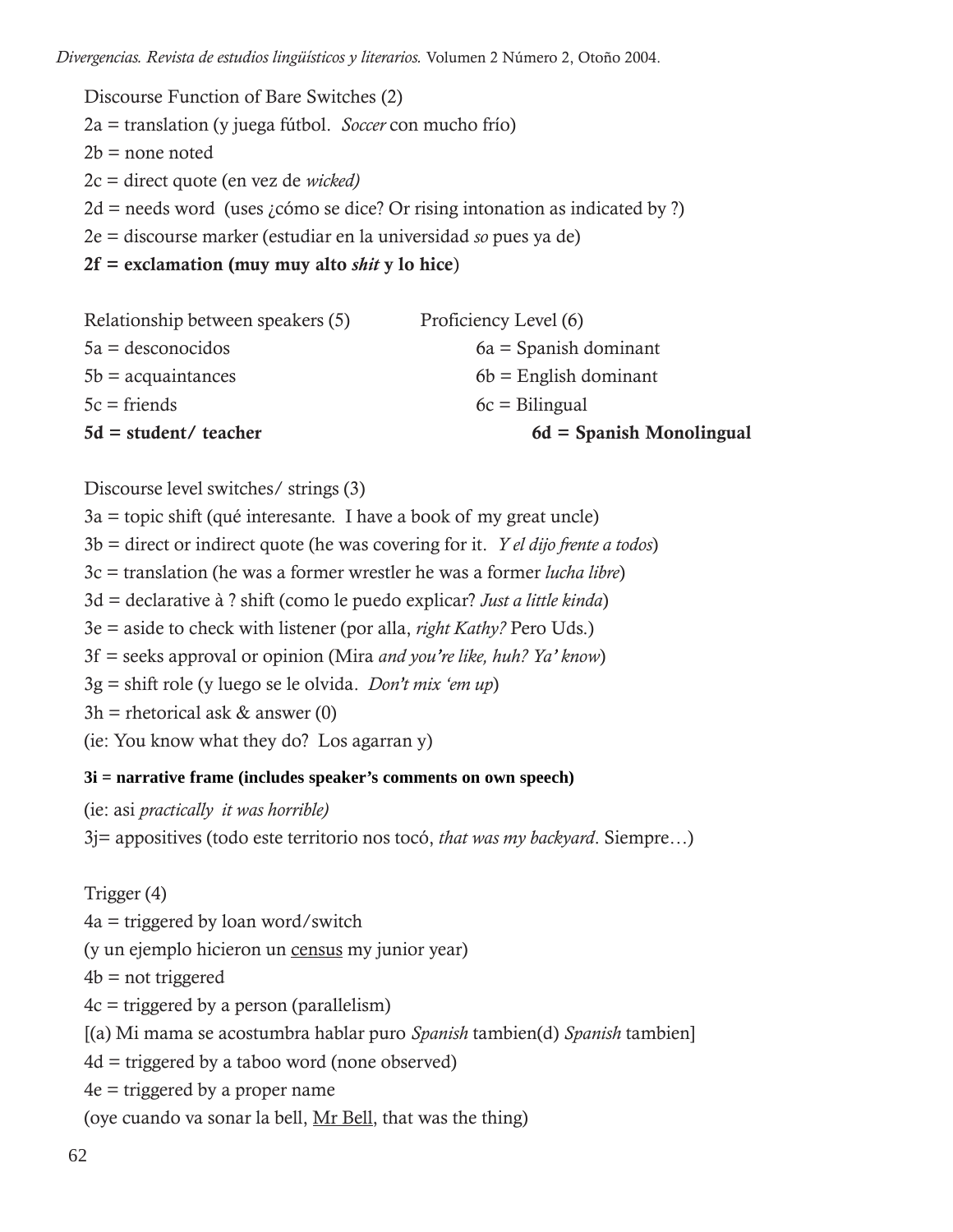Discourse Function of Bare Switches (2)

2a = translation (y juega fútbol. *Soccer* con mucho frío)

2b = none noted

2c = direct quote (en vez de *wicked)*

2d = needs word (uses ¿cómo se dice? Or rising intonation as indicated by ?)

2e = discourse marker (estudiar en la universidad *so* pues ya de)

**2f = exclamation (muy muy alto *shit* y lo hice**)

Relationship between speakers (5)

5a = desconocidos

5b = acquaintances

5c = friends

**5d = student/ teacher**

Proficiency Level (6)

6a = Spanish dominant

6b = English dominant

6c = Bilingual

**6d = Spanish Monolingual**

Discourse level switches/ strings (3)

3a = topic shift (qué interesante. I have a book of my great uncle)

3b = direct or indirect quote (he was covering for it. *Y el dijo frente a todos*)

3c = translation (he was a former wrestler he was a former *lucha libre*)

3d = declarative à ? shift (como le puedo explicar? *Just a little kinda*)

3e = aside to check with listener (por alla, *right Kathy?* Pero Uds.)

3f = seeks approval or opinion (Mira *and you're like, huh? Ya' know*)

3g = shift role (y luego se le olvida. *Don't mix 'em up*)

3h = rhetorical ask & answer (0)

(ie: You know what they do? Los agarran y)

**3i = narrative frame (includes speaker's comments on own speech)**

(ie: asi *practically it was horrible)*

3j= appositives (todo este territorio nos tocó, *that was my backyard*. Siempre…)

Trigger (4)

4a = triggered by loan word/switch

(y un ejemplo hicieron un <u>census</u> my junior year)

4b = not triggered

4c = triggered by a person (parallelism)

[(a) Mi mama se acostumbra hablar puro *Spanish* tambien(d) *Spanish* tambien]

4d = triggered by a taboo word (none observed)

4e = triggered by a proper name

(oye cuando va sonar la bell, <u>Mr Bell</u>, that was the thing)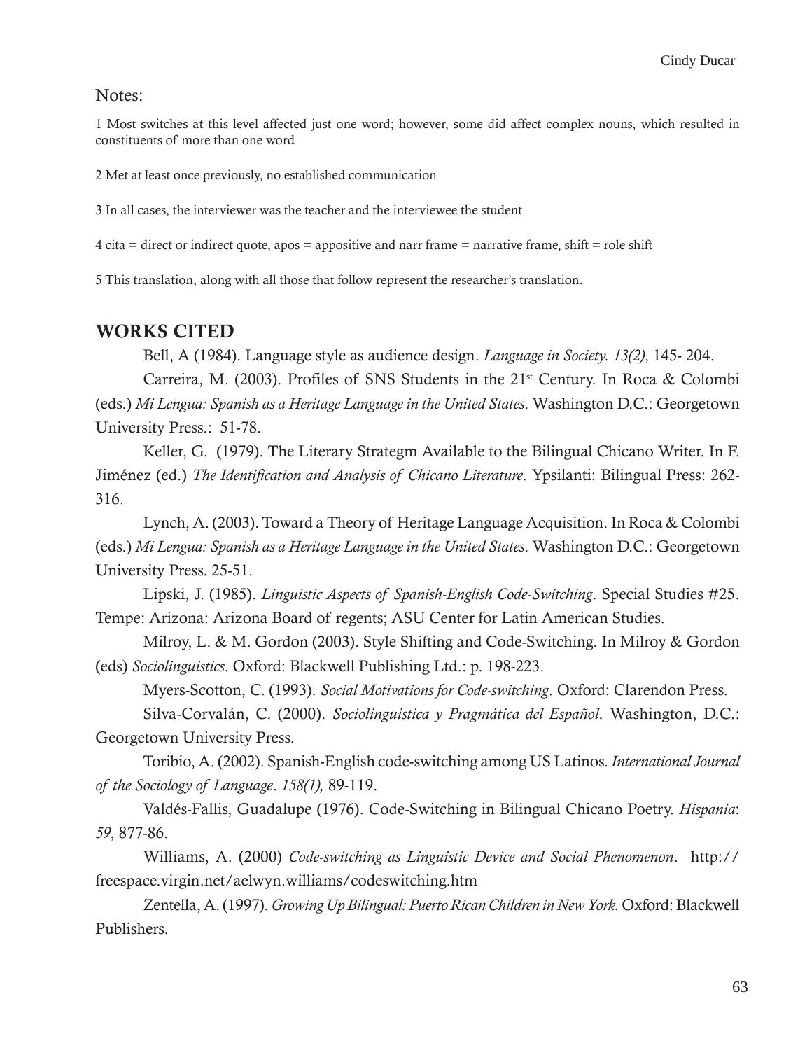Notes:

1 Most switches at this level affected just one word; however, some did affect complex nouns, which resulted in constituents of more than one word

2 Met at least once previously, no established communication

3 In all cases, the interviewer was the teacher and the interviewee the student

4 cita = direct or indirect quote, apos = appositive and narr frame = narrative frame, shift = role shift

5 This translation, along with all those that follow represent the researcher's translation.

## WORKS CITED

Bell, A (1984). Language style as audience design. *Language in Society. 13(2)*, 145- 204.

Carreira, M. (2003). Profiles of SNS Students in the 21st Century. In Roca & Colombi (eds.) *Mi Lengua: Spanish as a Heritage Language in the United States*. Washington D.C.: Georgetown University Press.: 51-78.

Keller, G. (1979). The Literary Strategm Available to the Bilingual Chicano Writer. In F. Jiménez (ed.) *The Identification and Analysis of Chicano Literature*. Ypsilanti: Bilingual Press: 262-316.

Lynch, A. (2003). Toward a Theory of Heritage Language Acquisition. In Roca & Colombi (eds.) *Mi Lengua: Spanish as a Heritage Language in the United States*. Washington D.C.: Georgetown University Press. 25-51.

Lipski, J. (1985). *Linguistic Aspects of Spanish-English Code-Switching*. Special Studies #25. Tempe: Arizona: Arizona Board of regents; ASU Center for Latin American Studies.

Milroy, L. & M. Gordon (2003). Style Shifting and Code-Switching. In Milroy & Gordon (eds) *Sociolinguistics*. Oxford: Blackwell Publishing Ltd.: p. 198-223.

Myers-Scotton, C. (1993). *Social Motivations for Code-switching*. Oxford: Clarendon Press.

Silva-Corvalán, C. (2000). *Sociolinguística y Pragmática del Español*. Washington, D.C.: Georgetown University Press.

Toribio, A. (2002). Spanish-English code-switching among US Latinos. *International Journal of the Sociology of Language*. *158(1),* 89-119.

Valdés-Fallis, Guadalupe (1976). Code-Switching in Bilingual Chicano Poetry. *Hispania*: *59*, 877-86.

Williams, A. (2000) *Code-switching as Linguistic Device and Social Phenomenon*. http://freespace.virgin.net/aelwyn.williams/codeswitching.htm

Zentella, A. (1997). *Growing Up Bilingual: Puerto Rican Children in New York.* Oxford: Blackwell Publishers.